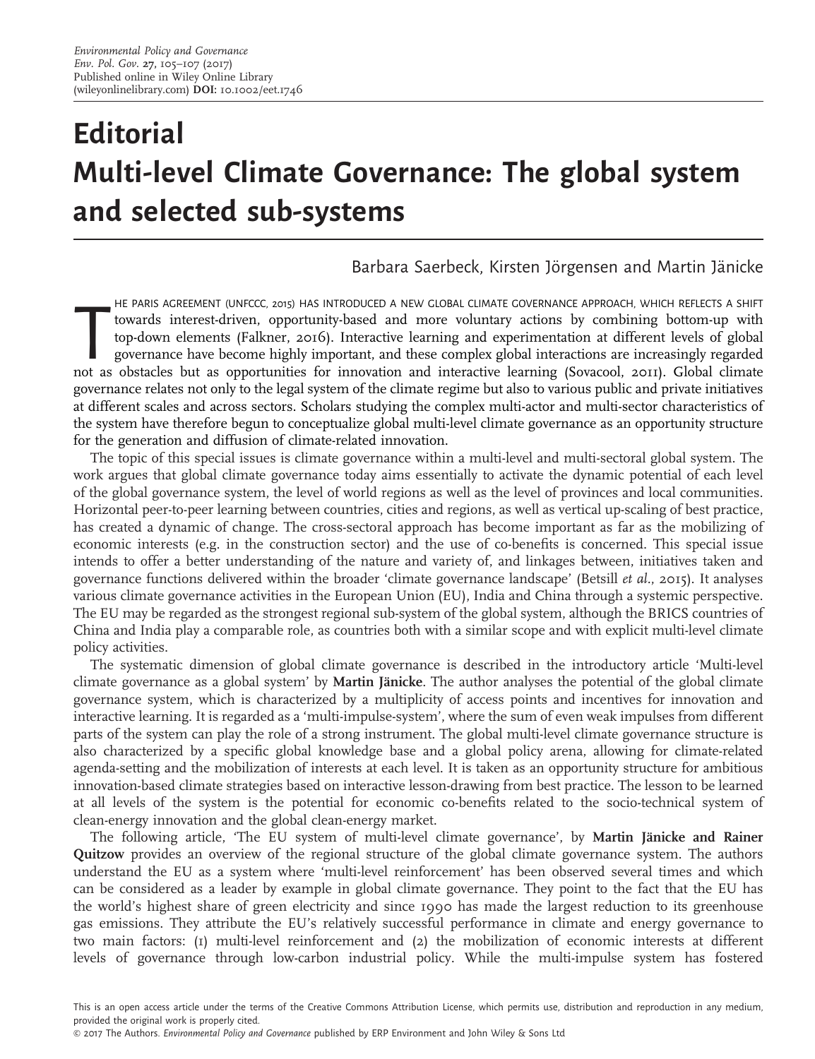# Editorial
# Multi-level Climate Governance: The global system and selected sub-systems

Barbara Saerbeck, Kirsten Jörgensen and Martin Jänicke

The Paris Agreement (UNFCCC, 2015) has introduced a new global climate governance approach, which reflects a shift towards interest-driven, opportunity-based and more voluntary actions by combining bottom-up with top-down elements (Falkner, 2016). Interactive learning and experimentation at different levels of global governance have become highly important, and these complex global interactions are increasingly regarded not as obstacles but as opportunities for innovation and interactive learning (Sovacool, 2011). Global climate governance relates not only to the legal system of the climate regime but also to various public and private initiatives at different scales and across sectors. Scholars studying the complex multi-actor and multi-sector characteristics of the system have therefore begun to conceptualize global multi-level climate governance as an opportunity structure for the generation and diffusion of climate-related innovation.

The topic of this special issues is climate governance within a multi-level and multi-sectoral global system. The work argues that global climate governance today aims essentially to activate the dynamic potential of each level of the global governance system, the level of world regions as well as the level of provinces and local communities. Horizontal peer-to-peer learning between countries, cities and regions, as well as vertical up-scaling of best practice, has created a dynamic of change. The cross-sectoral approach has become important as far as the mobilizing of economic interests (e.g. in the construction sector) and the use of co-benefits is concerned. This special issue intends to offer a better understanding of the nature and variety of, and linkages between, initiatives taken and governance functions delivered within the broader 'climate governance landscape' (Betsill *et al.*, 2015). It analyses various climate governance activities in the European Union (EU), India and China through a systemic perspective. The EU may be regarded as the strongest regional sub-system of the global system, although the BRICS countries of China and India play a comparable role, as countries both with a similar scope and with explicit multi-level climate policy activities.

The systematic dimension of global climate governance is described in the introductory article 'Multi-level climate governance as a global system' by **Martin Jänicke**. The author analyses the potential of the global climate governance system, which is characterized by a multiplicity of access points and incentives for innovation and interactive learning. It is regarded as a 'multi-impulse-system', where the sum of even weak impulses from different parts of the system can play the role of a strong instrument. The global multi-level climate governance structure is also characterized by a specific global knowledge base and a global policy arena, allowing for climate-related agenda-setting and the mobilization of interests at each level. It is taken as an opportunity structure for ambitious innovation-based climate strategies based on interactive lesson-drawing from best practice. The lesson to be learned at all levels of the system is the potential for economic co-benefits related to the socio-technical system of clean-energy innovation and the global clean-energy market.

The following article, 'The EU system of multi-level climate governance', by **Martin Jänicke and Rainer Quitzow** provides an overview of the regional structure of the global climate governance system. The authors understand the EU as a system where 'multi-level reinforcement' has been observed several times and which can be considered as a leader by example in global climate governance. They point to the fact that the EU has the world's highest share of green electricity and since 1990 has made the largest reduction to its greenhouse gas emissions. They attribute the EU's relatively successful performance in climate and energy governance to two main factors: (1) multi-level reinforcement and (2) the mobilization of economic interests at different levels of governance through low-carbon industrial policy. While the multi-impulse system has fostered

This is an open access article under the terms of the Creative Commons Attribution License, which permits use, distribution and reproduction in any medium, provided the original work is properly cited.

© 2017 The Authors. *Environmental Policy and Governance* published by ERP Environment and John Wiley & Sons Ltd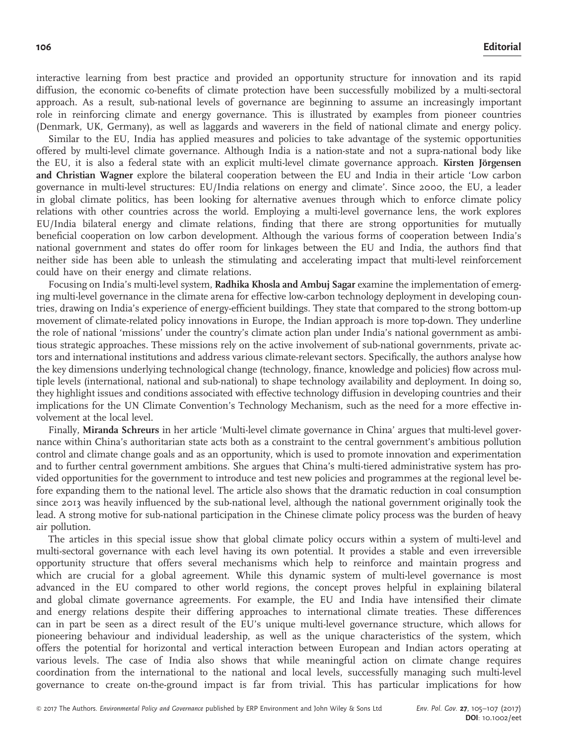interactive learning from best practice and provided an opportunity structure for innovation and its rapid diffusion, the economic co-benefits of climate protection have been successfully mobilized by a multi-sectoral approach. As a result, sub-national levels of governance are beginning to assume an increasingly important role in reinforcing climate and energy governance. This is illustrated by examples from pioneer countries (Denmark, UK, Germany), as well as laggards and waverers in the field of national climate and energy policy.

Similar to the EU, India has applied measures and policies to take advantage of the systemic opportunities offered by multi-level climate governance. Although India is a nation-state and not a supra-national body like the EU, it is also a federal state with an explicit multi-level climate governance approach. **Kirsten Jörgensen and Christian Wagner** explore the bilateral cooperation between the EU and India in their article 'Low carbon governance in multi-level structures: EU/India relations on energy and climate'. Since 2000, the EU, a leader in global climate politics, has been looking for alternative avenues through which to enforce climate policy relations with other countries across the world. Employing a multi-level governance lens, the work explores EU/India bilateral energy and climate relations, finding that there are strong opportunities for mutually beneficial cooperation on low carbon development. Although the various forms of cooperation between India's national government and states do offer room for linkages between the EU and India, the authors find that neither side has been able to unleash the stimulating and accelerating impact that multi-level reinforcement could have on their energy and climate relations.

Focusing on India's multi-level system, **Radhika Khosla and Ambuj Sagar** examine the implementation of emerging multi-level governance in the climate arena for effective low-carbon technology deployment in developing countries, drawing on India's experience of energy-efficient buildings. They state that compared to the strong bottom-up movement of climate-related policy innovations in Europe, the Indian approach is more top-down. They underline the role of national 'missions' under the country's climate action plan under India's national government as ambitious strategic approaches. These missions rely on the active involvement of sub-national governments, private actors and international institutions and address various climate-relevant sectors. Specifically, the authors analyse how the key dimensions underlying technological change (technology, finance, knowledge and policies) flow across multiple levels (international, national and sub-national) to shape technology availability and deployment. In doing so, they highlight issues and conditions associated with effective technology diffusion in developing countries and their implications for the UN Climate Convention's Technology Mechanism, such as the need for a more effective involvement at the local level.

Finally, **Miranda Schreurs** in her article 'Multi-level climate governance in China' argues that multi-level governance within China's authoritarian state acts both as a constraint to the central government's ambitious pollution control and climate change goals and as an opportunity, which is used to promote innovation and experimentation and to further central government ambitions. She argues that China's multi-tiered administrative system has provided opportunities for the government to introduce and test new policies and programmes at the regional level before expanding them to the national level. The article also shows that the dramatic reduction in coal consumption since 2013 was heavily influenced by the sub-national level, although the national government originally took the lead. A strong motive for sub-national participation in the Chinese climate policy process was the burden of heavy air pollution.

The articles in this special issue show that global climate policy occurs within a system of multi-level and multi-sectoral governance with each level having its own potential. It provides a stable and even irreversible opportunity structure that offers several mechanisms which help to reinforce and maintain progress and which are crucial for a global agreement. While this dynamic system of multi-level governance is most advanced in the EU compared to other world regions, the concept proves helpful in explaining bilateral and global climate governance agreements. For example, the EU and India have intensified their climate and energy relations despite their differing approaches to international climate treaties. These differences can in part be seen as a direct result of the EU's unique multi-level governance structure, which allows for pioneering behaviour and individual leadership, as well as the unique characteristics of the system, which offers the potential for horizontal and vertical interaction between European and Indian actors operating at various levels. The case of India also shows that while meaningful action on climate change requires coordination from the international to the national and local levels, successfully managing such multi-level governance to create on-the-ground impact is far from trivial. This has particular implications for how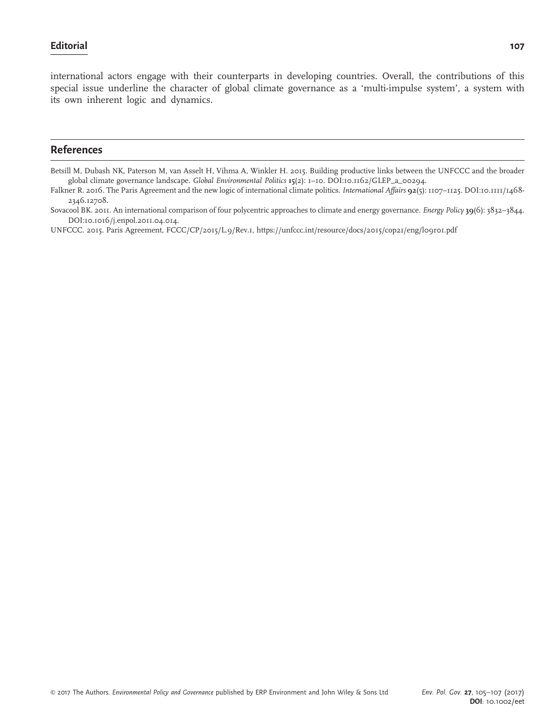international actors engage with their counterparts in developing countries. Overall, the contributions of this special issue underline the character of global climate governance as a 'multi-impulse system', a system with its own inherent logic and dynamics.

## References

Betsill M, Dubash NK, Paterson M, van Asselt H, Vihma A, Winkler H. 2015. Building productive links between the UNFCCC and the broader global climate governance landscape. *Global Environmental Politics* **15**(2): 1–10. DOI:10.1162/GLEP_a_00294.

Falkner R. 2016. The Paris Agreement and the new logic of international climate politics. *International Affairs* **92**(5): 1107–1125. DOI:10.1111/1468-2346.12708.

Sovacool BK. 2011. An international comparison of four polycentric approaches to climate and energy governance. *Energy Policy* **39**(6): 3832–3844. DOI:10.1016/j.enpol.2011.04.014.

UNFCCC. 2015. Paris Agreement, FCCC/CP/2015/L.9/Rev.1, https://unfccc.int/resource/docs/2015/cop21/eng/l09r01.pdf